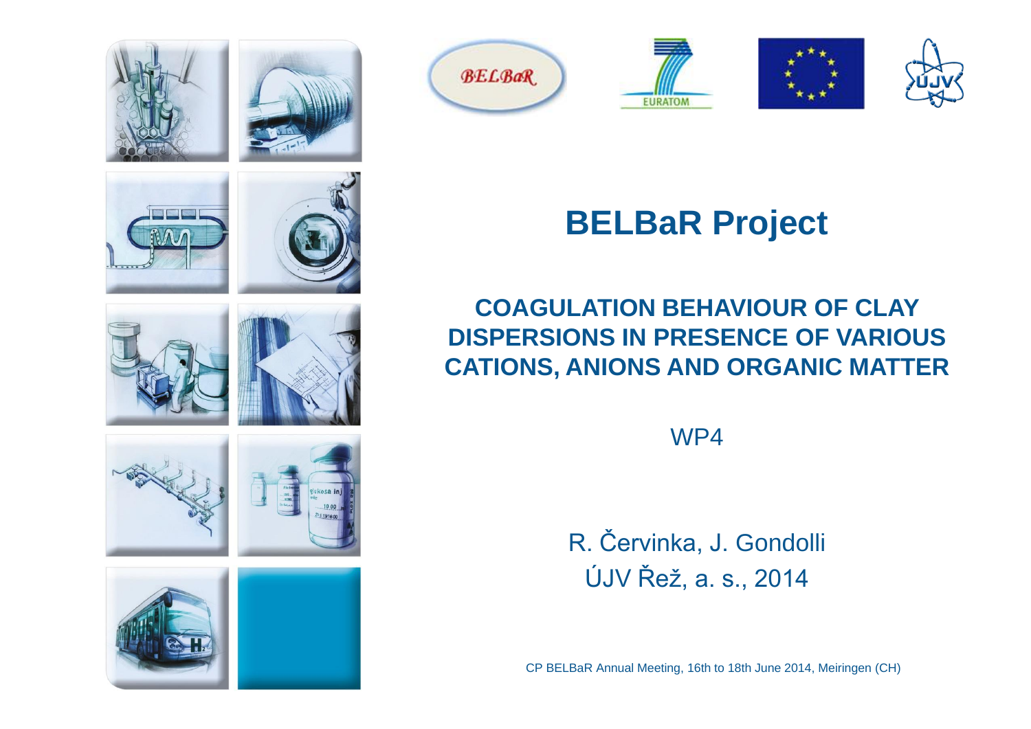# BELBaR Project

## COAGULATION BEHAVIOUR OF CLAY DISPERSIONS IN PRESENCE OF VARIOUS CATIONS, ANIONS AND ORGANIC MATTER

WP4

R. Červinka, J. Gondolli

ÚJV Řež, a. s., 2014

CP BELBaR Annual Meeting, 16th to 18th June 2014, Meiringen (CH)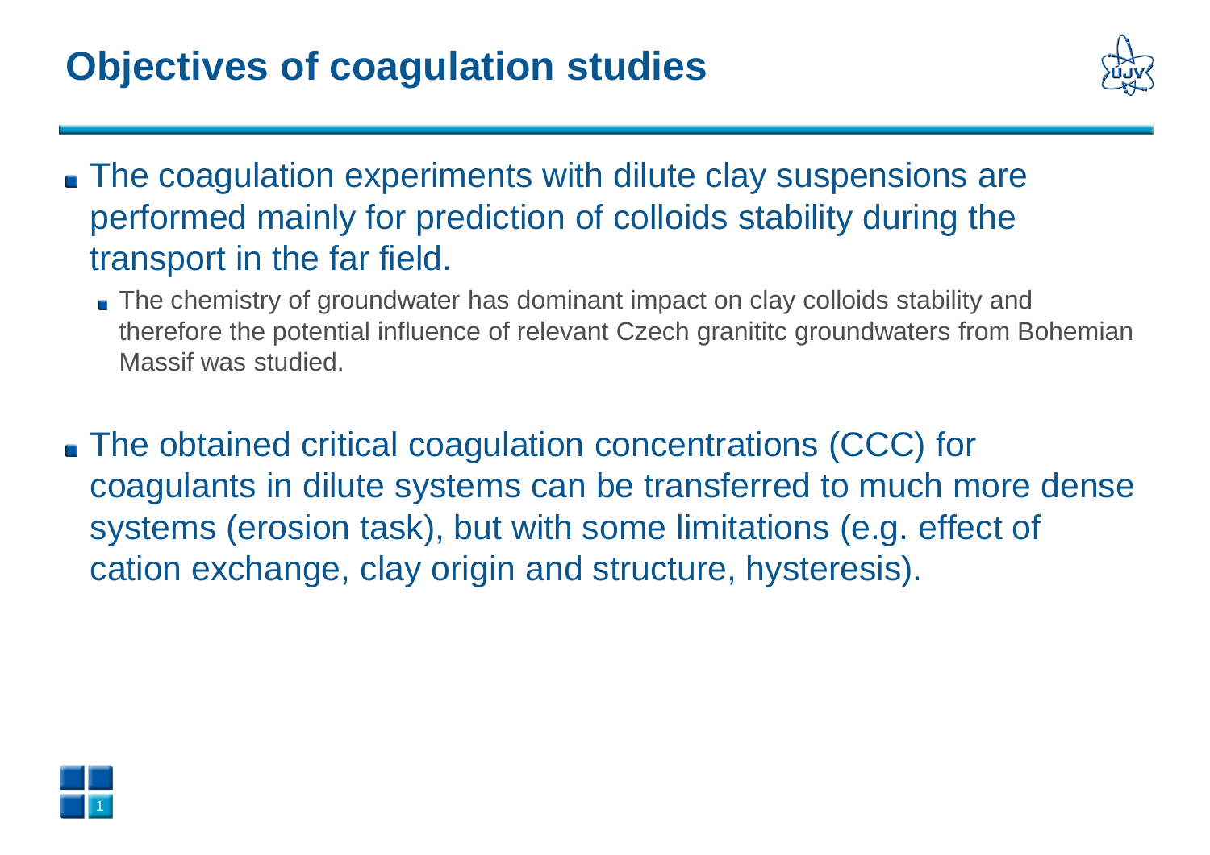# Objectives of coagulation studies

- The coagulation experiments with dilute clay suspensions are performed mainly for prediction of colloids stability during the transport in the far field.
  - The chemistry of groundwater has dominant impact on clay colloids stability and therefore the potential influence of relevant Czech granititc groundwaters from Bohemian Massif was studied.
- The obtained critical coagulation concentrations (CCC) for coagulants in dilute systems can be transferred to much more dense systems (erosion task), but with some limitations (e.g. effect of cation exchange, clay origin and structure, hysteresis).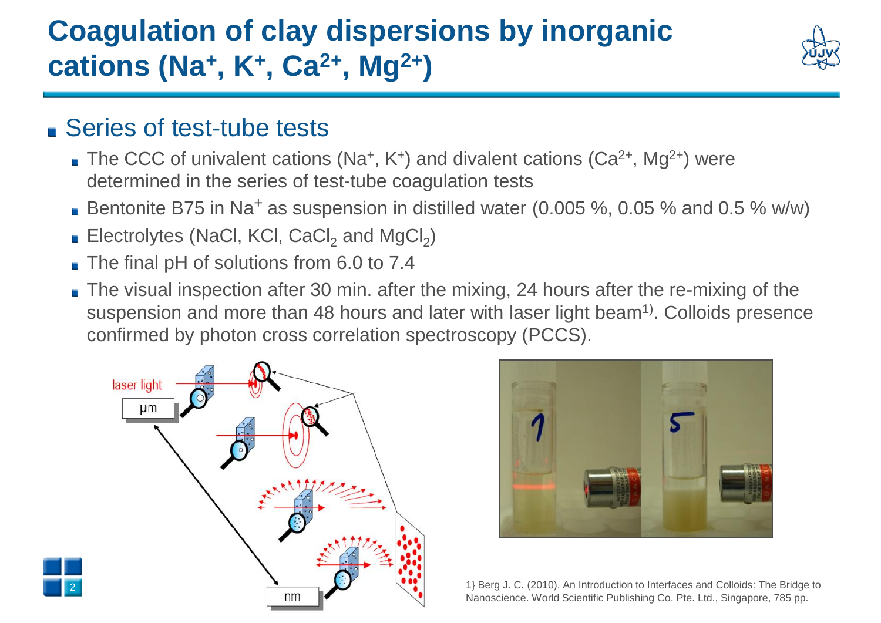# Coagulation of clay dispersions by inorganic cations ($Na^+$, $K^+$, $Ca^{2+}$, $Mg^{2+}$)

## Series of test-tube tests

- The CCC of univalent cations ($Na^+$, $K^+$) and divalent cations ($Ca^{2+}$, $Mg^{2+}$) were determined in the series of test-tube coagulation tests
- Bentonite B75 in $Na^+$ as suspension in distilled water (0.005 %, 0.05 % and 0.5 % w/w)
- Electrolytes (NaCl, KCl, $CaCl_2$ and $MgCl_2$)
- The final pH of solutions from 6.0 to 7.4
- The visual inspection after 30 min. after the mixing, 24 hours after the re-mixing of the suspension and more than 48 hours and later with laser light beam[1)]. Colloids presence confirmed by photon cross correlation spectroscopy (PCCS).

laser light

μm

nm

1} Berg J. C. (2010). An Introduction to Interfaces and Colloids: The Bridge to Nanoscience. World Scientific Publishing Co. Pte. Ltd., Singapore, 785 pp.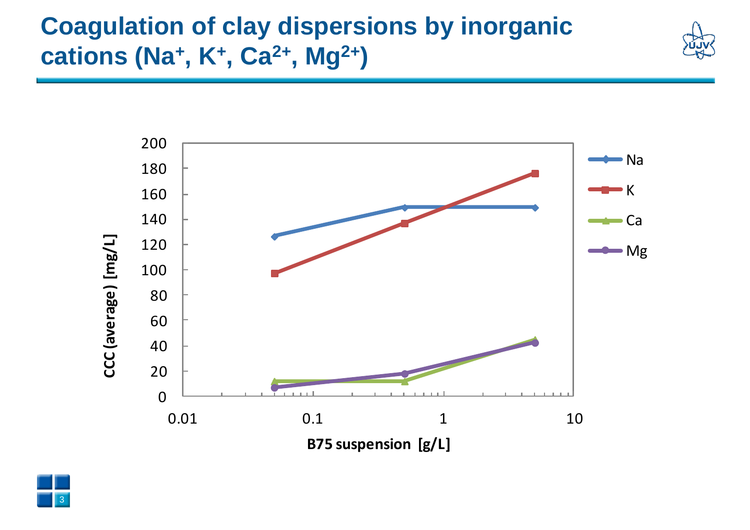# Coagulation of clay dispersions by inorganic cations ($Na^+$, $K^+$, $Ca^{2+}$, $Mg^{2+}$)

CCC (average) [mg/L]

200
180
160
140
120
100
80
60
40
20
0

0.01
0.1
1
10

B75 suspension [g/L]

Na
K
Ca
Mg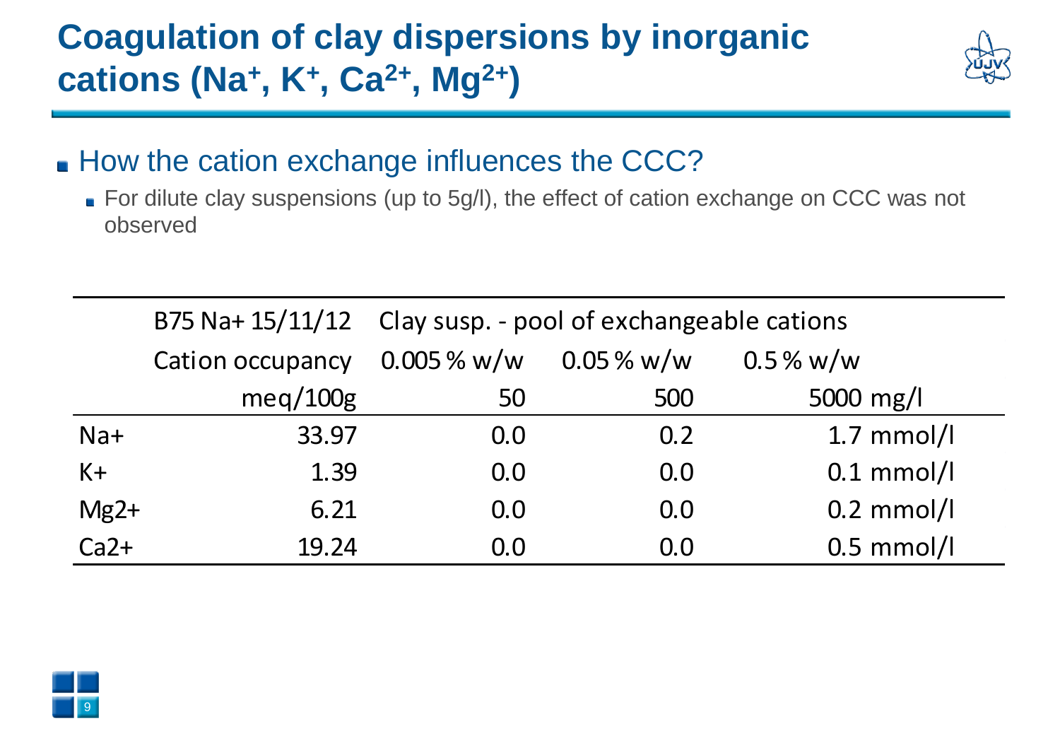# Coagulation of clay dispersions by inorganic cations ($Na^{+}$, $K^{+}$, $Ca^{2+}$, $Mg^{2+}$)

- How the cation exchange influences the CCC?
  - For dilute clay suspensions (up to 5g/l), the effect of cation exchange on CCC was not observed

| | B75 Na+ 15/11/12 | Clay susp. - pool of exchangeable cations | | |
|---|---|---|---|---|
| | Cation occupancy | 0.005 % w/w | 0.05 % w/w | 0.5 % w/w |
| | meq/100g | 50 | 500 | 5000 mg/l |
| Na+ | 33.97 | 0.0 | 0.2 | 1.7 mmol/l |
| K+ | 1.39 | 0.0 | 0.0 | 0.1 mmol/l |
| Mg2+ | 6.21 | 0.0 | 0.0 | 0.2 mmol/l |
| Ca2+ | 19.24 | 0.0 | 0.0 | 0.5 mmol/l |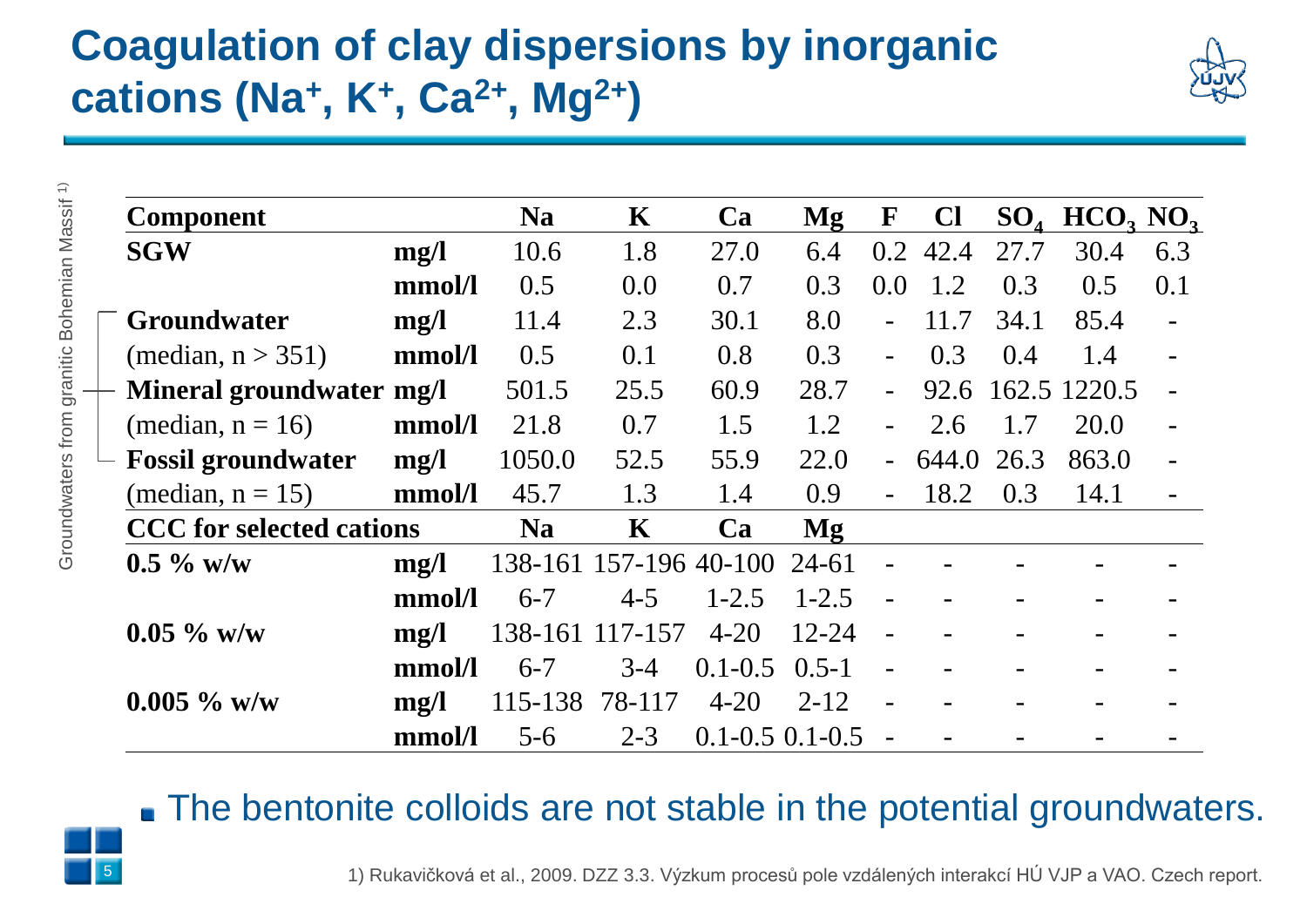# Coagulation of clay dispersions by inorganic cations ($Na^{+}$, $K^{+}$, $Ca^{2+}$, $Mg^{2+}$)

| Component | | Na | K | Ca | Mg | F | Cl | $SO_4$ | $HCO_3$ | $NO_3$ |
|---|---|---|---|---|---|---|---|---|---|---|
| **SGW** | **mg/l** | 10.6 | 1.8 | 27.0 | 6.4 | 0.2 | 42.4 | 27.7 | 30.4 | 6.3 |
| | **mmol/l** | 0.5 | 0.0 | 0.7 | 0.3 | 0.0 | 1.2 | 0.3 | 0.5 | 0.1 |
| **Groundwater** | **mg/l** | 11.4 | 2.3 | 30.1 | 8.0 | - | 11.7 | 34.1 | 85.4 | - |
| (median, n > 351) | **mmol/l** | 0.5 | 0.1 | 0.8 | 0.3 | - | 0.3 | 0.4 | 1.4 | - |
| **Mineral groundwater** | **mg/l** | 501.5 | 25.5 | 60.9 | 28.7 | - | 92.6 | 162.5 | 1220.5 | - |
| (median, n = 16) | **mmol/l** | 21.8 | 0.7 | 1.5 | 1.2 | - | 2.6 | 1.7 | 20.0 | - |
| **Fossil groundwater** | **mg/l** | 1050.0 | 52.5 | 55.9 | 22.0 | - | 644.0 | 26.3 | 863.0 | - |
| (median, n = 15) | **mmol/l** | 45.7 | 1.3 | 1.4 | 0.9 | - | 18.2 | 0.3 | 14.1 | - |
| **CCC for selected cations** | | **Na** | **K** | **Ca** | **Mg** | | | | | |
| **0.5 % w/w** | **mg/l** | 138-161 | 157-196 | 40-100 | 24-61 | - | - | - | - | - |
| | **mmol/l** | 6-7 | 4-5 | 1-2.5 | 1-2.5 | - | - | - | - | - |
| **0.05 % w/w** | **mg/l** | 138-161 | 117-157 | 4-20 | 12-24 | - | - | - | - | - |
| | **mmol/l** | 6-7 | 3-4 | 0.1-0.5 | 0.5-1 | - | - | - | - | - |
| **0.005 % w/w** | **mg/l** | 115-138 | 78-117 | 4-20 | 2-12 | - | - | - | - | - |
| | **mmol/l** | 5-6 | 2-3 | 0.1-0.5 | 0.1-0.5 | - | - | - | - | - |

Groundwaters from granitic Bohemian Massif [1]

- The bentonite colloids are not stable in the potential groundwaters.

1) Rukavičková et al., 2009. DZZ 3.3. Výzkum procesů pole vzdálených interakcí HÚ VJP a VAO. Czech report.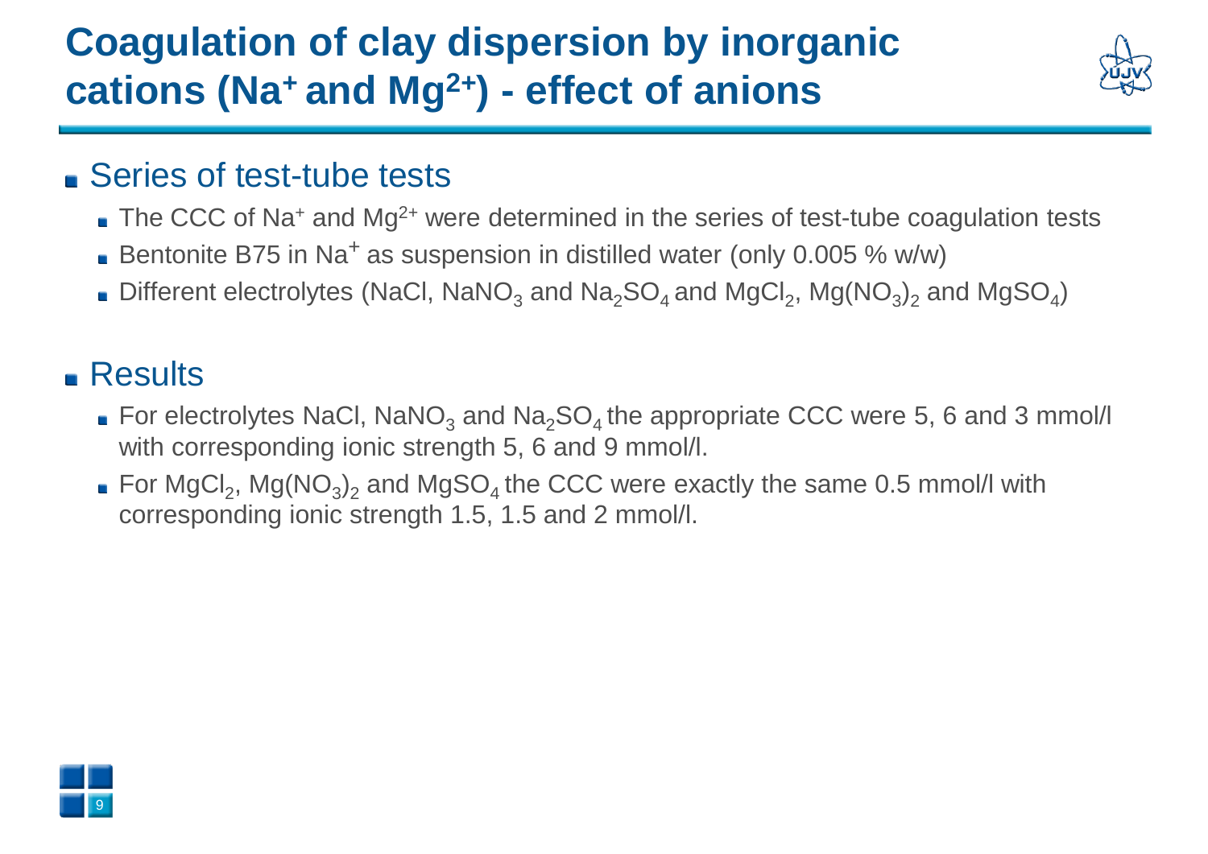# Coagulation of clay dispersion by inorganic cations ($Na^+$ and $Mg^{2+}$) - effect of anions

- Series of test-tube tests
  - The CCC of $Na^+$ and $Mg^{2+}$ were determined in the series of test-tube coagulation tests
  - Bentonite B75 in $Na^+$ as suspension in distilled water (only 0.005 % w/w)
  - Different electrolytes ($NaCl$, $NaNO_3$ and $Na_2SO_4$ and $MgCl_2$, $Mg(NO_3)_2$ and $MgSO_4$)

- Results
  - For electrolytes $NaCl$, $NaNO_3$ and $Na_2SO_4$ the appropriate CCC were 5, 6 and 3 mmol/l with corresponding ionic strength 5, 6 and 9 mmol/l.
  - For $MgCl_2$, $Mg(NO_3)_2$ and $MgSO_4$ the CCC were exactly the same 0.5 mmol/l with corresponding ionic strength 1.5, 1.5 and 2 mmol/l.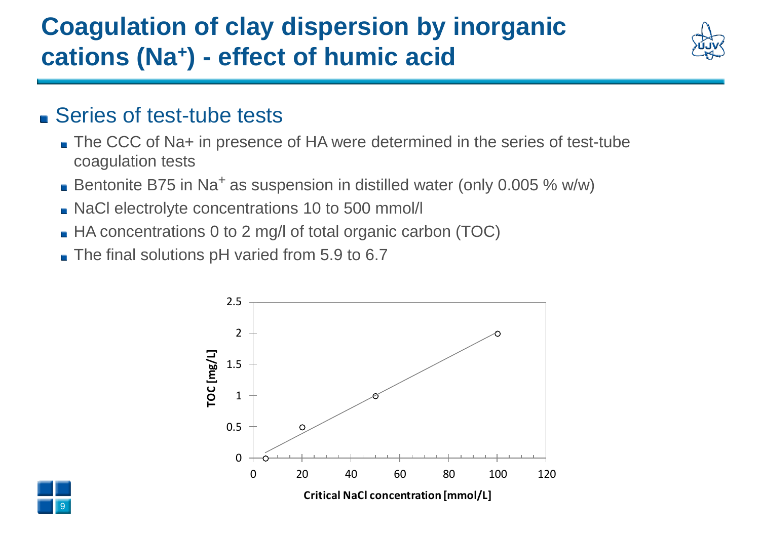# Coagulation of clay dispersion by inorganic cations ($Na^+$) - effect of humic acid

- Series of test-tube tests
  - The CCC of Na+ in presence of HA were determined in the series of test-tube coagulation tests
  - Bentonite B75 in $Na^+$ as suspension in distilled water (only 0.005 % w/w)
  - NaCl electrolyte concentrations 10 to 500 mmol/l
  - HA concentrations 0 to 2 mg/l of total organic carbon (TOC)
  - The final solutions pH varied from 5.9 to 6.7

TOC [mg/L]

2.5
2
1.5
1
0.5
0

0
20
40
60
80
100
120

Critical NaCl concentration [mmol/L]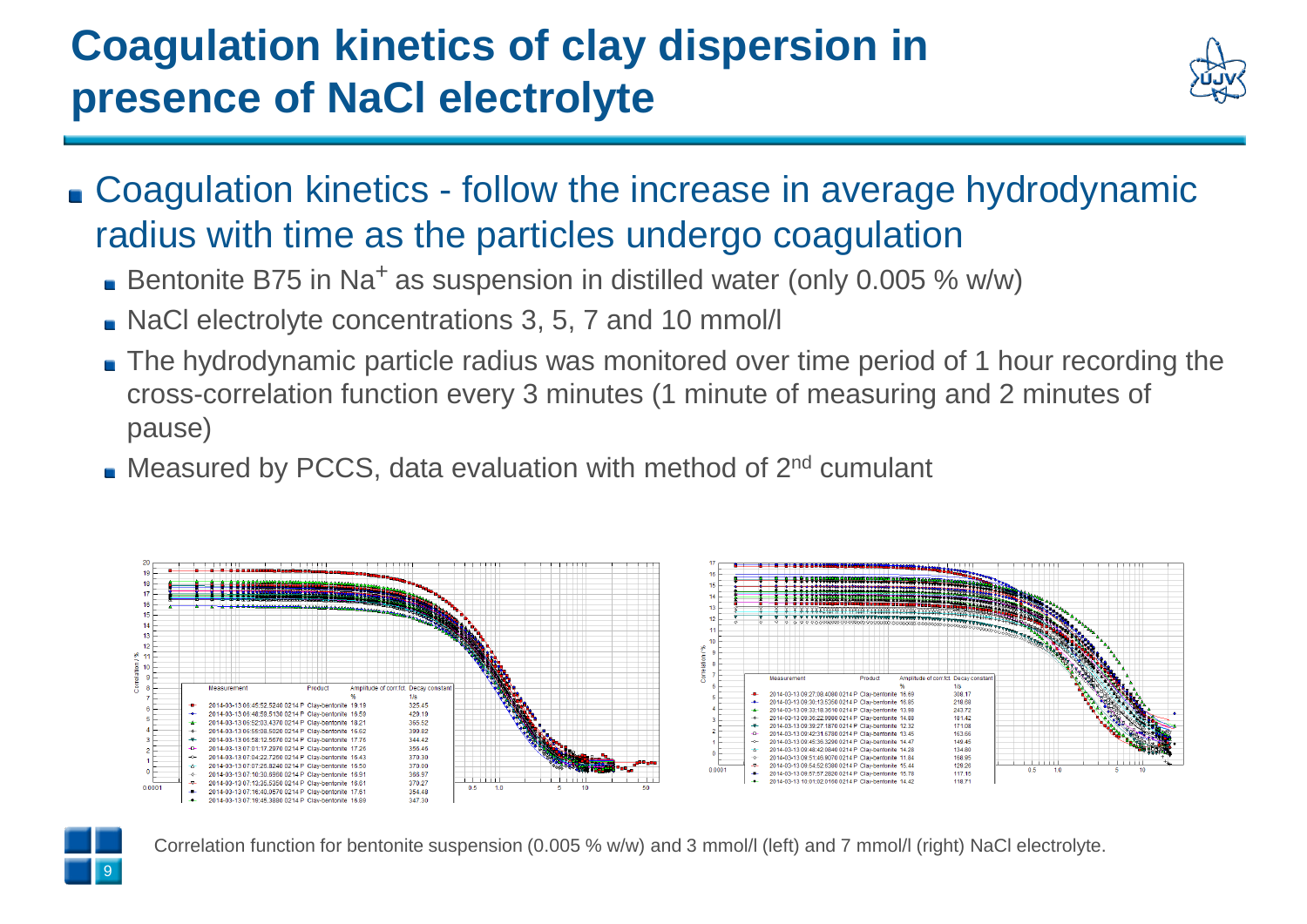# Coagulation kinetics of clay dispersion in presence of NaCl electrolyte

- Coagulation kinetics - follow the increase in average hydrodynamic radius with time as the particles undergo coagulation
  - Bentonite B75 in $Na^+$ as suspension in distilled water (only 0.005 % w/w)
  - NaCl electrolyte concentrations 3, 5, 7 and 10 mmol/l
  - The hydrodynamic particle radius was monitored over time period of 1 hour recording the cross-correlation function every 3 minutes (1 minute of measuring and 2 minutes of pause)
  - Measured by PCCS, data evaluation with method of 2nd cumulant

Correlation function for bentonite suspension (0.005 % w/w) and 3 mmol/l (left) and 7 mmol/l (right) NaCl electrolyte.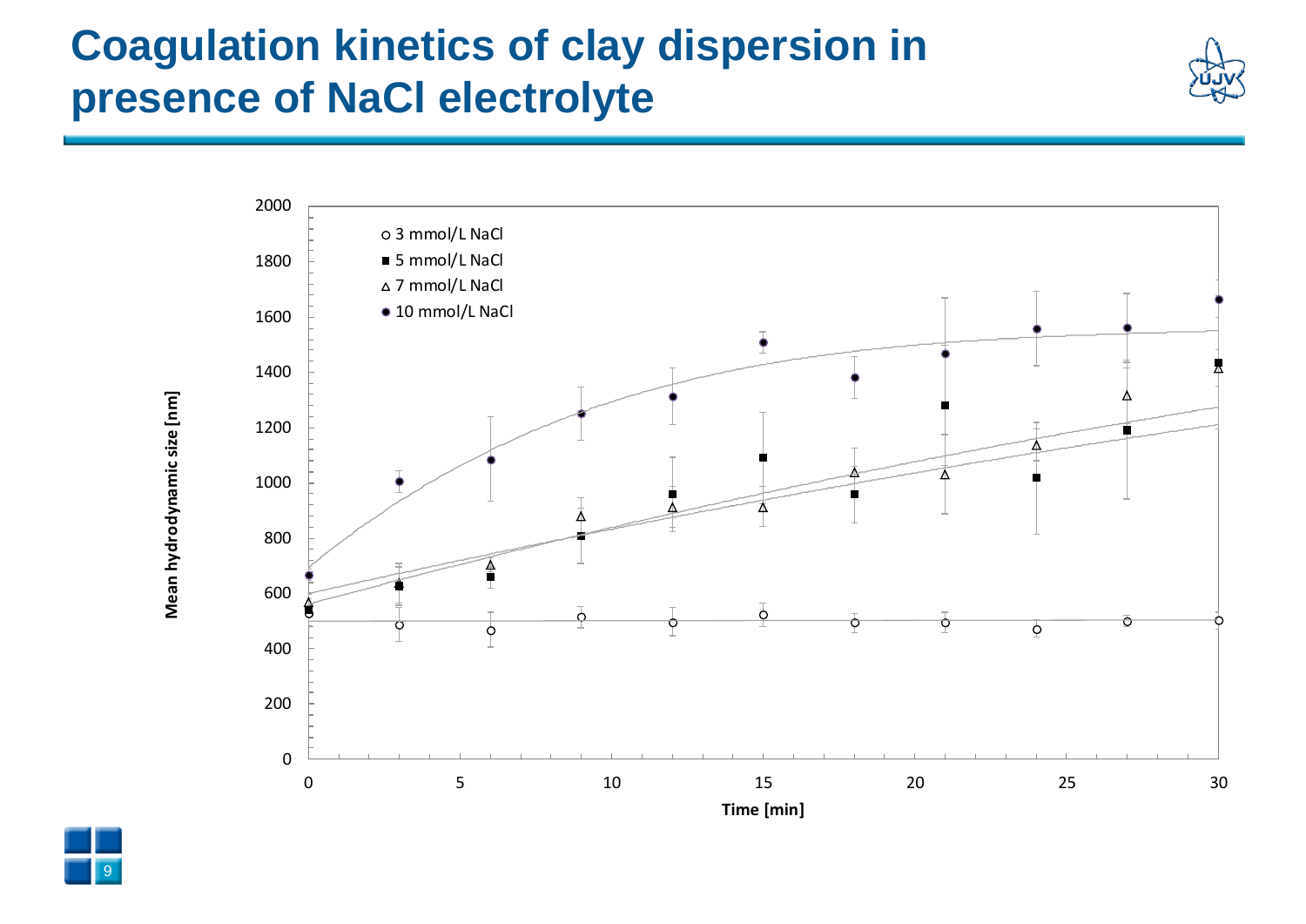# Coagulation kinetics of clay dispersion in presence of NaCl electrolyte

Mean hydrodynamic size [nm]

2000
1800
1600
1400
1200
1000
800
600
400
200
0

0
5
10
15
20
25
30

Time [min]

○ 3 mmol/L NaCl
■ 5 mmol/L NaCl
△ 7 mmol/L NaCl
● 10 mmol/L NaCl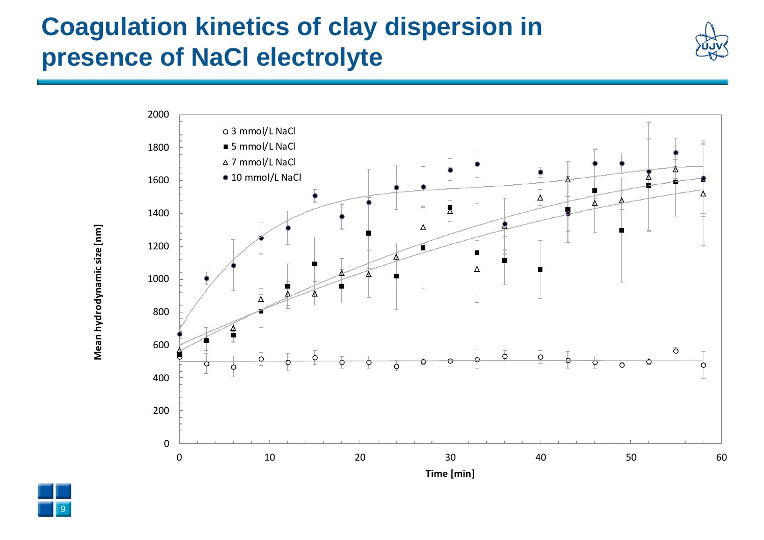# Coagulation kinetics of clay dispersion in presence of NaCl electrolyte

○ 3 mmol/L NaCl
■ 5 mmol/L NaCl
△ 7 mmol/L NaCl
● 10 mmol/L NaCl

Mean hydrodynamic size [nm]

0
200
400
600
800
1000
1200
1400
1600
1800
2000

Time [min]

0
10
20
30
40
50
60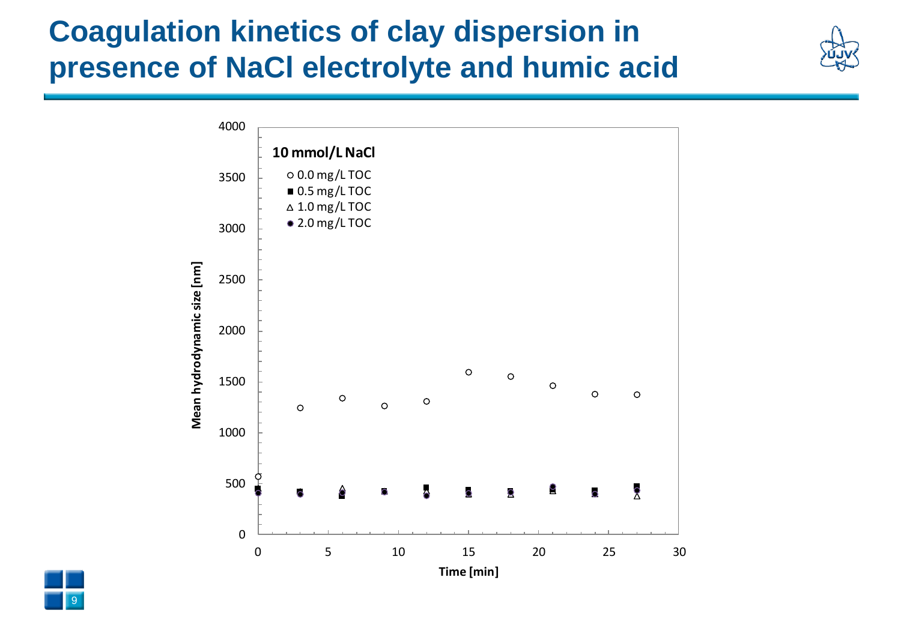# Coagulation kinetics of clay dispersion in presence of NaCl electrolyte and humic acid

10 mmol/L NaCl

○ 0.0 mg/L TOC

■ 0.5 mg/L TOC

△ 1.0 mg/L TOC

● 2.0 mg/L TOC

Mean hydrodynamic size [nm]

0
500
1000
1500
2000
2500
3000
3500
4000

Time [min]

0
5
10
15
20
25
30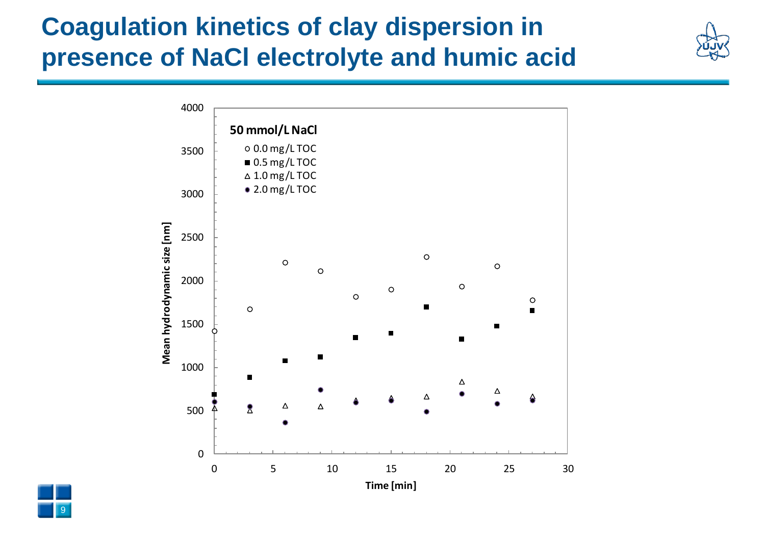# Coagulation kinetics of clay dispersion in presence of NaCl electrolyte and humic acid

50 mmol/L NaCl

○ 0.0 mg/L TOC

■ 0.5 mg/L TOC

△ 1.0 mg/L TOC

● 2.0 mg/L TOC

Mean hydrodynamic size [nm]

0
500
1000
1500
2000
2500
3000
3500
4000

Time [min]

0
5
10
15
20
25
30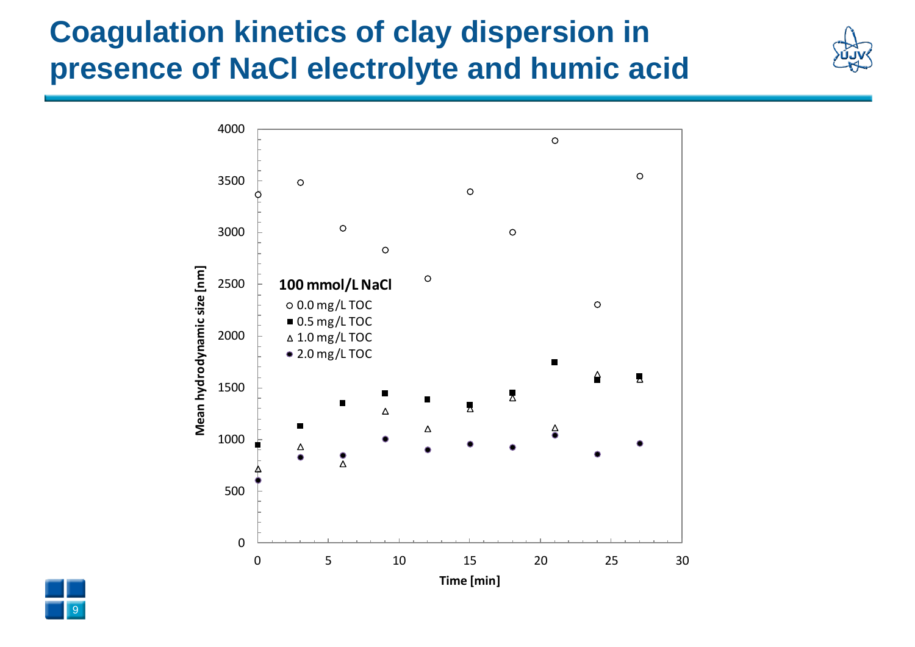# Coagulation kinetics of clay dispersion in presence of NaCl electrolyte and humic acid

100 mmol/L NaCl

○ 0.0 mg/L TOC

■ 0.5 mg/L TOC

△ 1.0 mg/L TOC

● 2.0 mg/L TOC

Mean hydrodynamic size [nm]

0

500

1000

1500

2000

2500

3000

3500

4000

Time [min]

0

5

10

15

20

25

30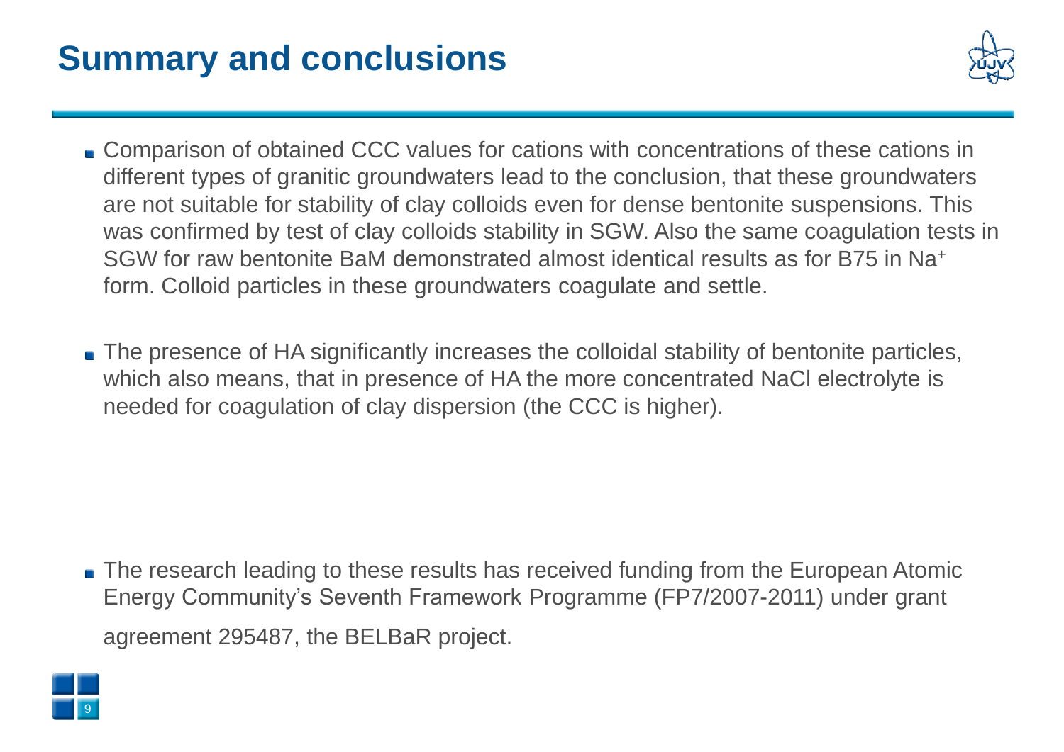# Summary and conclusions

- Comparison of obtained CCC values for cations with concentrations of these cations in different types of granitic groundwaters lead to the conclusion, that these groundwaters are not suitable for stability of clay colloids even for dense bentonite suspensions. This was confirmed by test of clay colloids stability in SGW. Also the same coagulation tests in SGW for raw bentonite BaM demonstrated almost identical results as for B75 in $Na^+$ form. Colloid particles in these groundwaters coagulate and settle.

- The presence of HA significantly increases the colloidal stability of bentonite particles, which also means, that in presence of HA the more concentrated NaCl electrolyte is needed for coagulation of clay dispersion (the CCC is higher).

- The research leading to these results has received funding from the European Atomic Energy Community's Seventh Framework Programme (FP7/2007-2011) under grant agreement 295487, the BELBaR project.